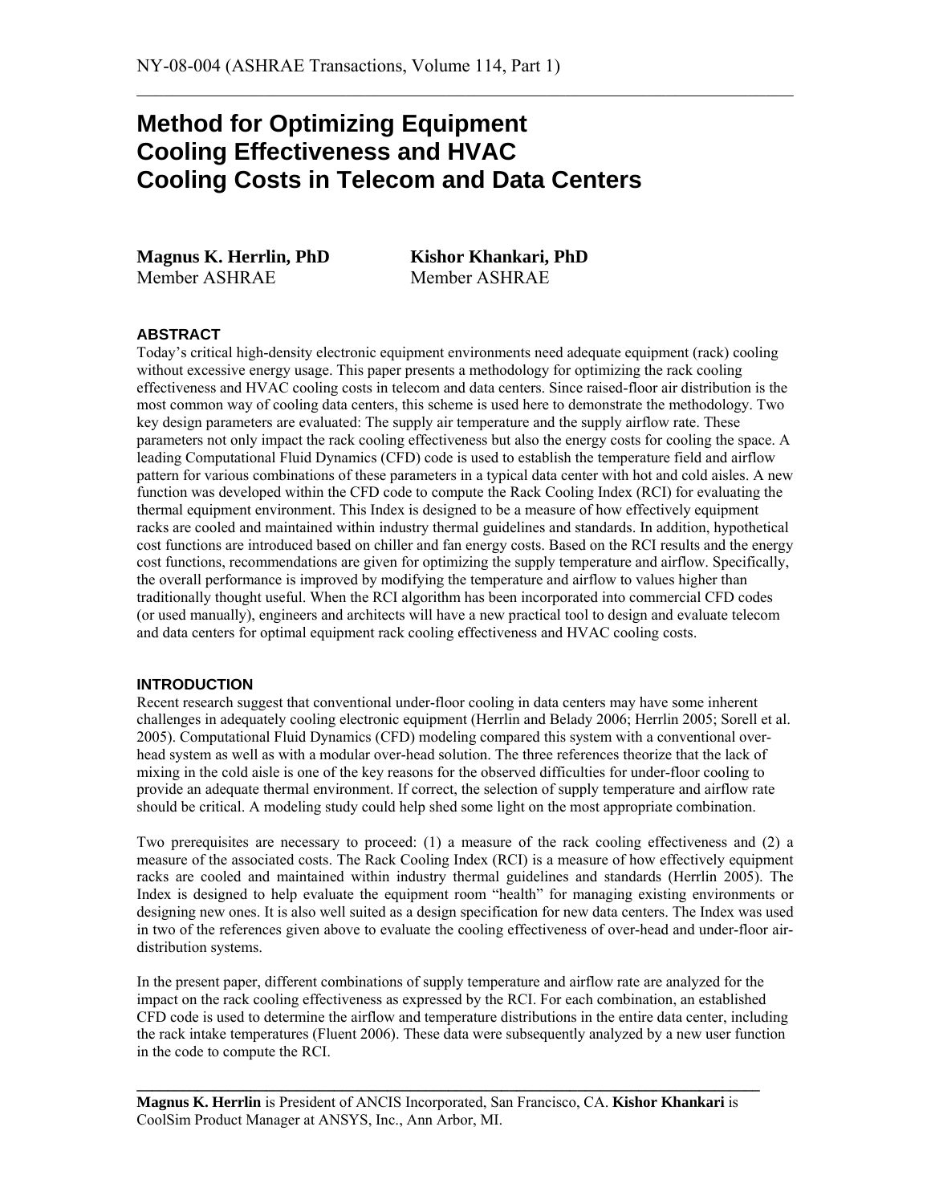# Method for Optimizing Equipment Cooling Effectiveness and HVAC Cooling Costs in Telecom and Data Centers

**Magnus K. Herrlin, PhD**
Member ASHRAE

**Kishor Khankari, PhD**
Member ASHRAE

## ABSTRACT

Today's critical high-density electronic equipment environments need adequate equipment (rack) cooling without excessive energy usage. This paper presents a methodology for optimizing the rack cooling effectiveness and HVAC cooling costs in telecom and data centers. Since raised-floor air distribution is the most common way of cooling data centers, this scheme is used here to demonstrate the methodology. Two key design parameters are evaluated: The supply air temperature and the supply airflow rate. These parameters not only impact the rack cooling effectiveness but also the energy costs for cooling the space. A leading Computational Fluid Dynamics (CFD) code is used to establish the temperature field and airflow pattern for various combinations of these parameters in a typical data center with hot and cold aisles. A new function was developed within the CFD code to compute the Rack Cooling Index (RCI) for evaluating the thermal equipment environment. This Index is designed to be a measure of how effectively equipment racks are cooled and maintained within industry thermal guidelines and standards. In addition, hypothetical cost functions are introduced based on chiller and fan energy costs. Based on the RCI results and the energy cost functions, recommendations are given for optimizing the supply temperature and airflow. Specifically, the overall performance is improved by modifying the temperature and airflow to values higher than traditionally thought useful. When the RCI algorithm has been incorporated into commercial CFD codes (or used manually), engineers and architects will have a new practical tool to design and evaluate telecom and data centers for optimal equipment rack cooling effectiveness and HVAC cooling costs.

## INTRODUCTION

Recent research suggest that conventional under-floor cooling in data centers may have some inherent challenges in adequately cooling electronic equipment (Herrlin and Belady 2006; Herrlin 2005; Sorell et al. 2005). Computational Fluid Dynamics (CFD) modeling compared this system with a conventional over-head system as well as with a modular over-head solution. The three references theorize that the lack of mixing in the cold aisle is one of the key reasons for the observed difficulties for under-floor cooling to provide an adequate thermal environment. If correct, the selection of supply temperature and airflow rate should be critical. A modeling study could help shed some light on the most appropriate combination.

Two prerequisites are necessary to proceed: (1) a measure of the rack cooling effectiveness and (2) a measure of the associated costs. The Rack Cooling Index (RCI) is a measure of how effectively equipment racks are cooled and maintained within industry thermal guidelines and standards (Herrlin 2005). The Index is designed to help evaluate the equipment room "health" for managing existing environments or designing new ones. It is also well suited as a design specification for new data centers. The Index was used in two of the references given above to evaluate the cooling effectiveness of over-head and under-floor air-distribution systems.

In the present paper, different combinations of supply temperature and airflow rate are analyzed for the impact on the rack cooling effectiveness as expressed by the RCI. For each combination, an established CFD code is used to determine the airflow and temperature distributions in the entire data center, including the rack intake temperatures (Fluent 2006). These data were subsequently analyzed by a new user function in the code to compute the RCI.

---

**Magnus K. Herrlin** is President of ANCIS Incorporated, San Francisco, CA. **Kishor Khankari** is CoolSim Product Manager at ANSYS, Inc., Ann Arbor, MI.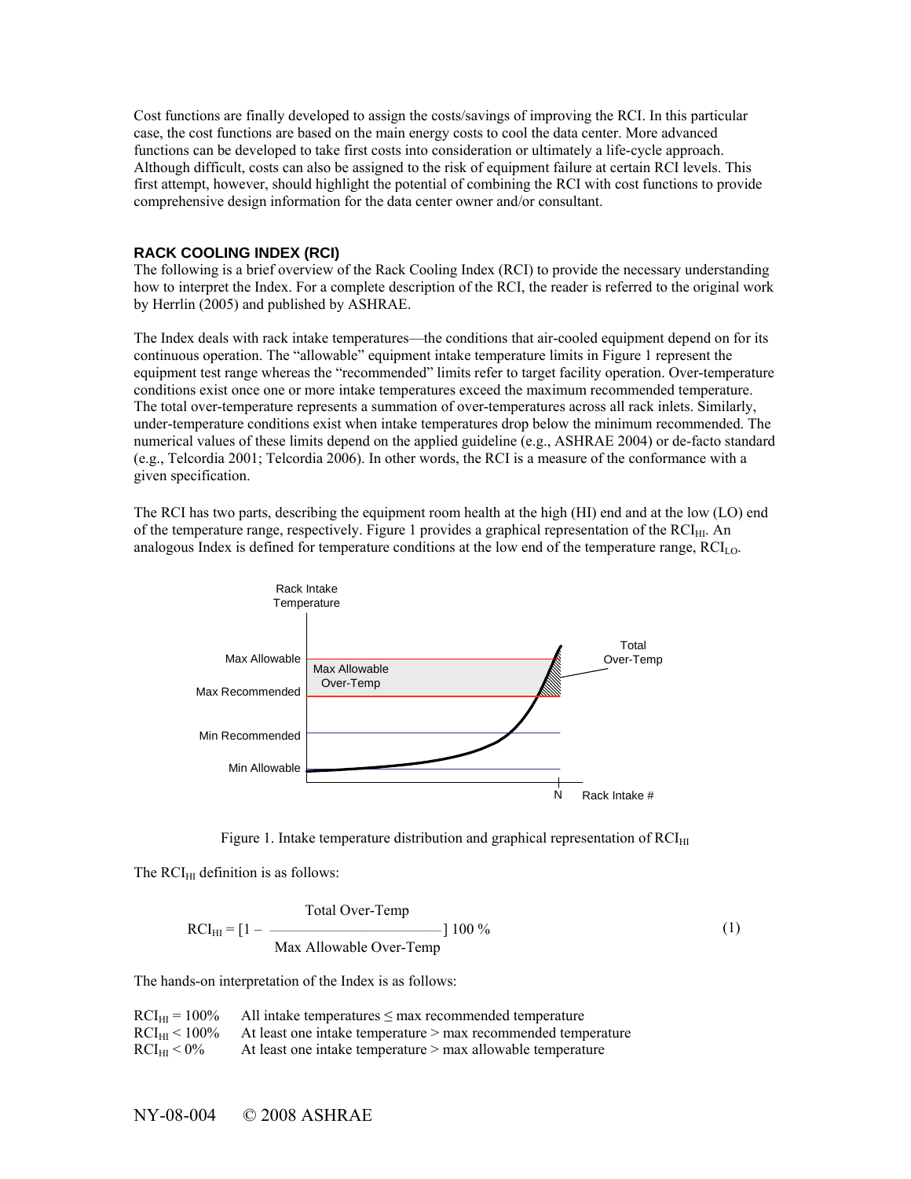Cost functions are finally developed to assign the costs/savings of improving the RCI. In this particular case, the cost functions are based on the main energy costs to cool the data center. More advanced functions can be developed to take first costs into consideration or ultimately a life-cycle approach. Although difficult, costs can also be assigned to the risk of equipment failure at certain RCI levels. This first attempt, however, should highlight the potential of combining the RCI with cost functions to provide comprehensive design information for the data center owner and/or consultant.

## RACK COOLING INDEX (RCI)

The following is a brief overview of the Rack Cooling Index (RCI) to provide the necessary understanding how to interpret the Index. For a complete description of the RCI, the reader is referred to the original work by Herrlin (2005) and published by ASHRAE.

The Index deals with rack intake temperatures—the conditions that air-cooled equipment depend on for its continuous operation. The "allowable" equipment intake temperature limits in Figure 1 represent the equipment test range whereas the "recommended" limits refer to target facility operation. Over-temperature conditions exist once one or more intake temperatures exceed the maximum recommended temperature. The total over-temperature represents a summation of over-temperatures across all rack inlets. Similarly, under-temperature conditions exist when intake temperatures drop below the minimum recommended. The numerical values of these limits depend on the applied guideline (e.g., ASHRAE 2004) or de-facto standard (e.g., Telcordia 2001; Telcordia 2006). In other words, the RCI is a measure of the conformance with a given specification.

The RCI has two parts, describing the equipment room health at the high (HI) end and at the low (LO) end of the temperature range, respectively. Figure 1 provides a graphical representation of the $RCI_{HI}$. An analogous Index is defined for temperature conditions at the low end of the temperature range, $RCI_{LO}$.

Figure 1. Intake temperature distribution and graphical representation of $RCI_{HI}$

The $RCI_{HI}$ definition is as follows:

$$RCI_{HI} = \left[1 - \frac{\text{Total Over-Temp}}{\text{Max Allowable Over-Temp}}\right] 100\ \% \tag{1}$$

The hands-on interpretation of the Index is as follows:

| | |
|---|---|
| $RCI_{HI} = 100\%$ | All intake temperatures $\leq$ max recommended temperature |
| $RCI_{HI} < 100\%$ | At least one intake temperature > max recommended temperature |
| $RCI_{HI} < 0\%$ | At least one intake temperature > max allowable temperature |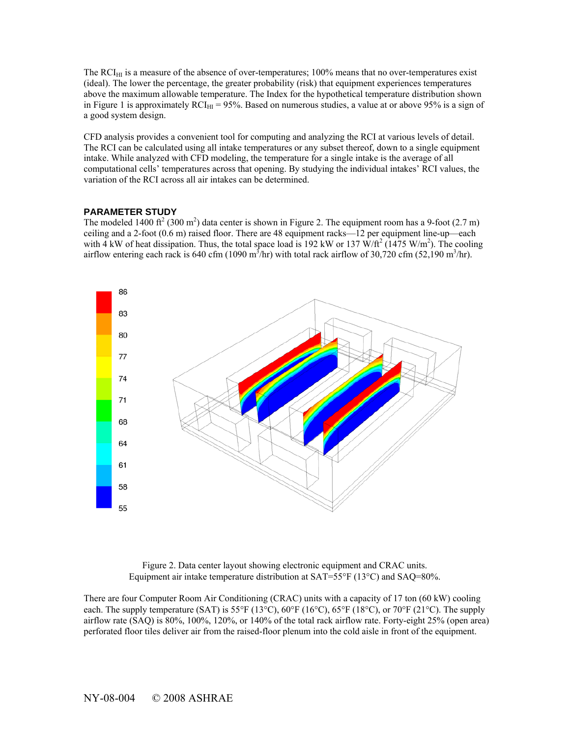The $RCI_{HI}$ is a measure of the absence of over-temperatures; 100% means that no over-temperatures exist (ideal). The lower the percentage, the greater probability (risk) that equipment experiences temperatures above the maximum allowable temperature. The Index for the hypothetical temperature distribution shown in Figure 1 is approximately $RCI_{HI}$ = 95%. Based on numerous studies, a value at or above 95% is a sign of a good system design.

CFD analysis provides a convenient tool for computing and analyzing the RCI at various levels of detail. The RCI can be calculated using all intake temperatures or any subset thereof, down to a single equipment intake. While analyzed with CFD modeling, the temperature for a single intake is the average of all computational cells' temperatures across that opening. By studying the individual intakes' RCI values, the variation of the RCI across all air intakes can be determined.

## PARAMETER STUDY

The modeled 1400 $ft^2$ (300 $m^2$) data center is shown in Figure 2. The equipment room has a 9-foot (2.7 m) ceiling and a 2-foot (0.6 m) raised floor. There are 48 equipment racks—12 per equipment line-up—each with 4 kW of heat dissipation. Thus, the total space load is 192 kW or 137 W/$ft^2$ (1475 W/$m^2$). The cooling airflow entering each rack is 640 cfm (1090 $m^3$/hr) with total rack airflow of 30,720 cfm (52,190 $m^3$/hr).

Figure 2. Data center layout showing electronic equipment and CRAC units. Equipment air intake temperature distribution at SAT=55°F (13°C) and SAQ=80%.

There are four Computer Room Air Conditioning (CRAC) units with a capacity of 17 ton (60 kW) cooling each. The supply temperature (SAT) is 55°F (13°C), 60°F (16°C), 65°F (18°C), or 70°F (21°C). The supply airflow rate (SAQ) is 80%, 100%, 120%, or 140% of the total rack airflow rate. Forty-eight 25% (open area) perforated floor tiles deliver air from the raised-floor plenum into the cold aisle in front of the equipment.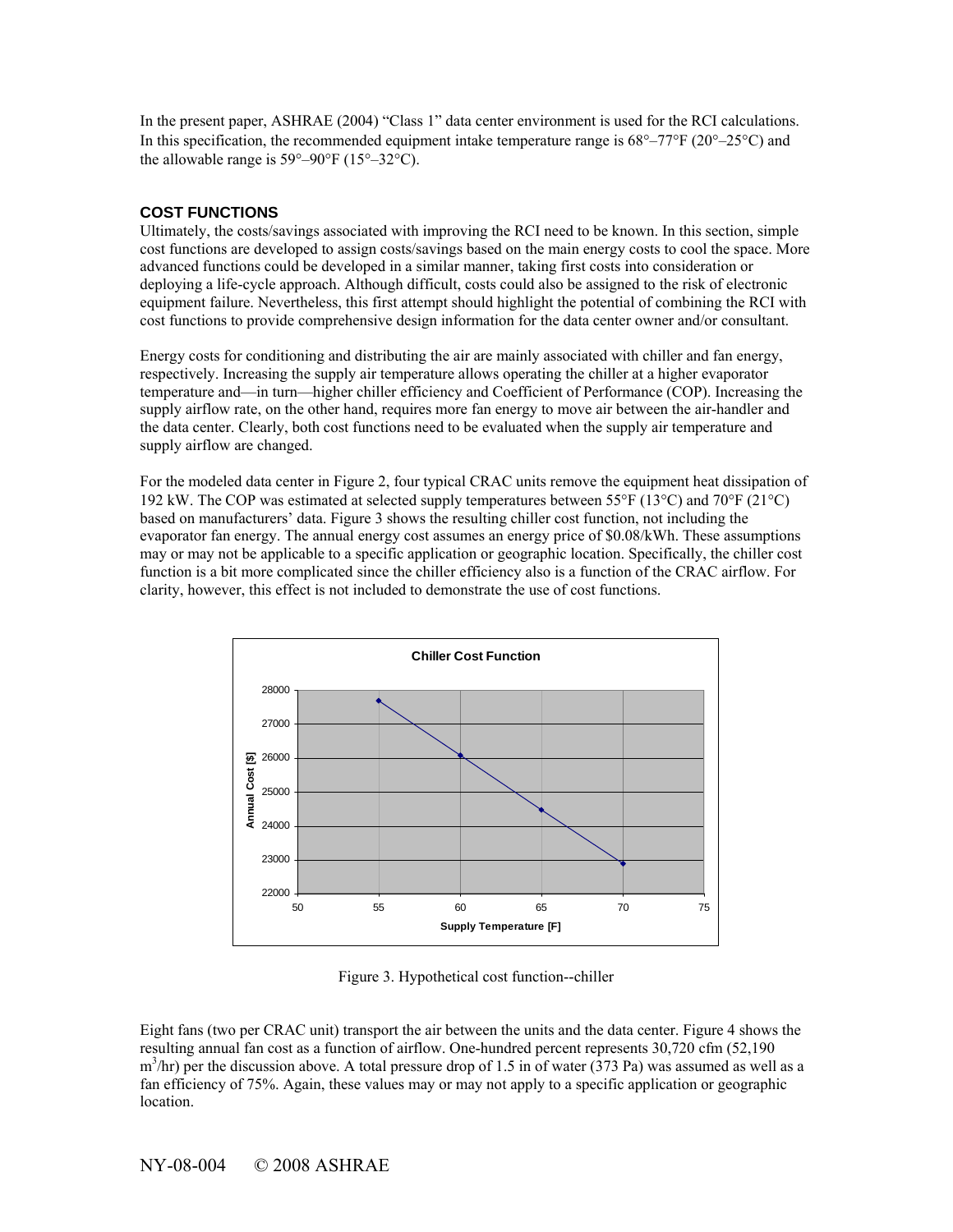In the present paper, ASHRAE (2004) "Class 1" data center environment is used for the RCI calculations. In this specification, the recommended equipment intake temperature range is 68°–77°F (20°–25°C) and the allowable range is 59°–90°F (15°–32°C).

## COST FUNCTIONS

Ultimately, the costs/savings associated with improving the RCI need to be known. In this section, simple cost functions are developed to assign costs/savings based on the main energy costs to cool the space. More advanced functions could be developed in a similar manner, taking first costs into consideration or deploying a life-cycle approach. Although difficult, costs could also be assigned to the risk of electronic equipment failure. Nevertheless, this first attempt should highlight the potential of combining the RCI with cost functions to provide comprehensive design information for the data center owner and/or consultant.

Energy costs for conditioning and distributing the air are mainly associated with chiller and fan energy, respectively. Increasing the supply air temperature allows operating the chiller at a higher evaporator temperature and—in turn—higher chiller efficiency and Coefficient of Performance (COP). Increasing the supply airflow rate, on the other hand, requires more fan energy to move air between the air-handler and the data center. Clearly, both cost functions need to be evaluated when the supply air temperature and supply airflow are changed.

For the modeled data center in Figure 2, four typical CRAC units remove the equipment heat dissipation of 192 kW. The COP was estimated at selected supply temperatures between 55°F (13°C) and 70°F (21°C) based on manufacturers' data. Figure 3 shows the resulting chiller cost function, not including the evaporator fan energy. The annual energy cost assumes an energy price of \$0.08/kWh. These assumptions may or may not be applicable to a specific application or geographic location. Specifically, the chiller cost function is a bit more complicated since the chiller efficiency also is a function of the CRAC airflow. For clarity, however, this effect is not included to demonstrate the use of cost functions.

Figure 3. Hypothetical cost function--chiller

Eight fans (two per CRAC unit) transport the air between the units and the data center. Figure 4 shows the resulting annual fan cost as a function of airflow. One-hundred percent represents 30,720 cfm (52,190 $m^3$/hr) per the discussion above. A total pressure drop of 1.5 in of water (373 Pa) was assumed as well as a fan efficiency of 75%. Again, these values may or may not apply to a specific application or geographic location.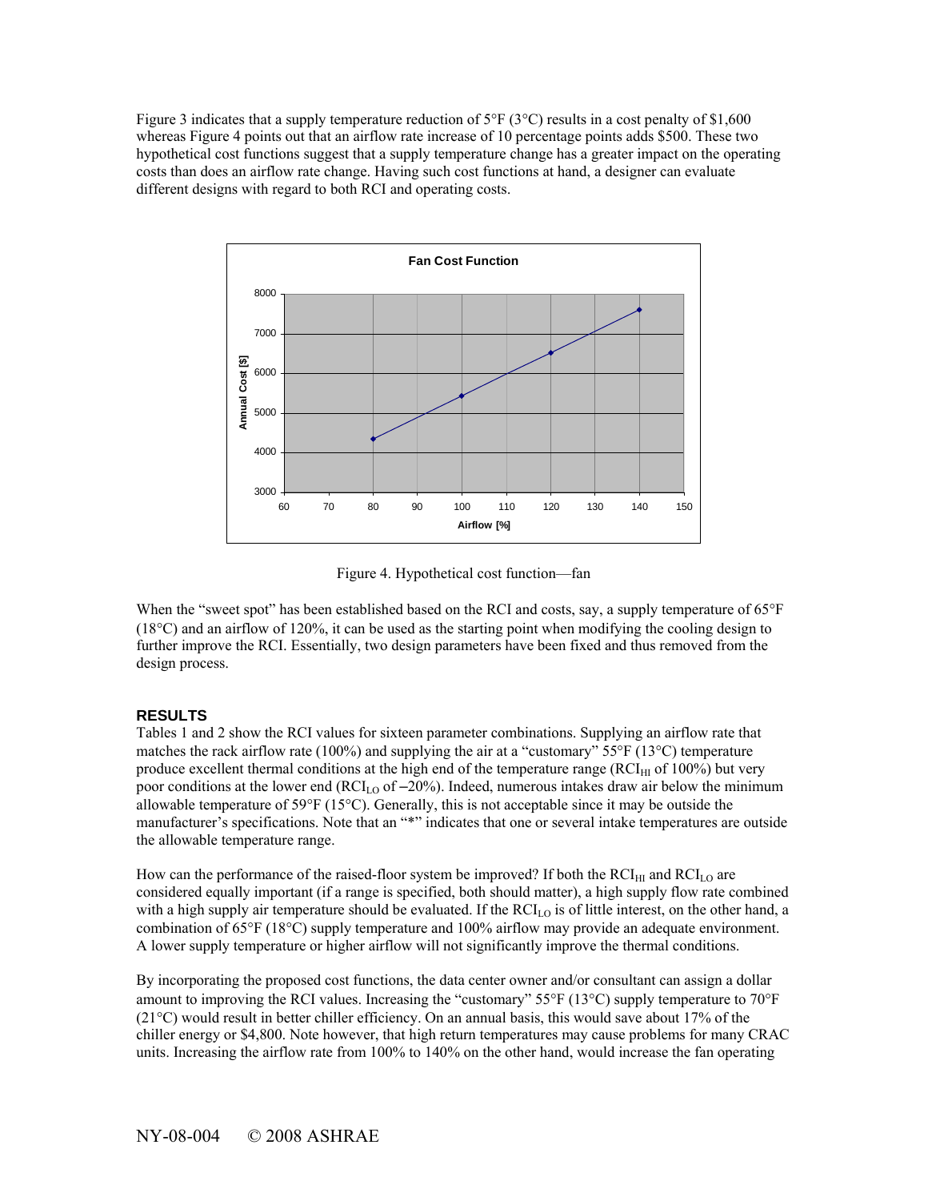Figure 3 indicates that a supply temperature reduction of 5°F (3°C) results in a cost penalty of $1,600 whereas Figure 4 points out that an airflow rate increase of 10 percentage points adds $500. These two hypothetical cost functions suggest that a supply temperature change has a greater impact on the operating costs than does an airflow rate change. Having such cost functions at hand, a designer can evaluate different designs with regard to both RCI and operating costs.

Figure 4. Hypothetical cost function—fan

When the "sweet spot" has been established based on the RCI and costs, say, a supply temperature of 65°F (18°C) and an airflow of 120%, it can be used as the starting point when modifying the cooling design to further improve the RCI. Essentially, two design parameters have been fixed and thus removed from the design process.

## RESULTS

Tables 1 and 2 show the RCI values for sixteen parameter combinations. Supplying an airflow rate that matches the rack airflow rate (100%) and supplying the air at a "customary" 55°F (13°C) temperature produce excellent thermal conditions at the high end of the temperature range ($RCI_{HI}$ of 100%) but very poor conditions at the lower end ($RCI_{LO}$ of −20%). Indeed, numerous intakes draw air below the minimum allowable temperature of 59°F (15°C). Generally, this is not acceptable since it may be outside the manufacturer's specifications. Note that an "*" indicates that one or several intake temperatures are outside the allowable temperature range.

How can the performance of the raised-floor system be improved? If both the $RCI_{HI}$ and $RCI_{LO}$ are considered equally important (if a range is specified, both should matter), a high supply flow rate combined with a high supply air temperature should be evaluated. If the $RCI_{LO}$ is of little interest, on the other hand, a combination of 65°F (18°C) supply temperature and 100% airflow may provide an adequate environment. A lower supply temperature or higher airflow will not significantly improve the thermal conditions.

By incorporating the proposed cost functions, the data center owner and/or consultant can assign a dollar amount to improving the RCI values. Increasing the "customary" 55°F (13°C) supply temperature to 70°F (21°C) would result in better chiller efficiency. On an annual basis, this would save about 17% of the chiller energy or $4,800. Note however, that high return temperatures may cause problems for many CRAC units. Increasing the airflow rate from 100% to 140% on the other hand, would increase the fan operating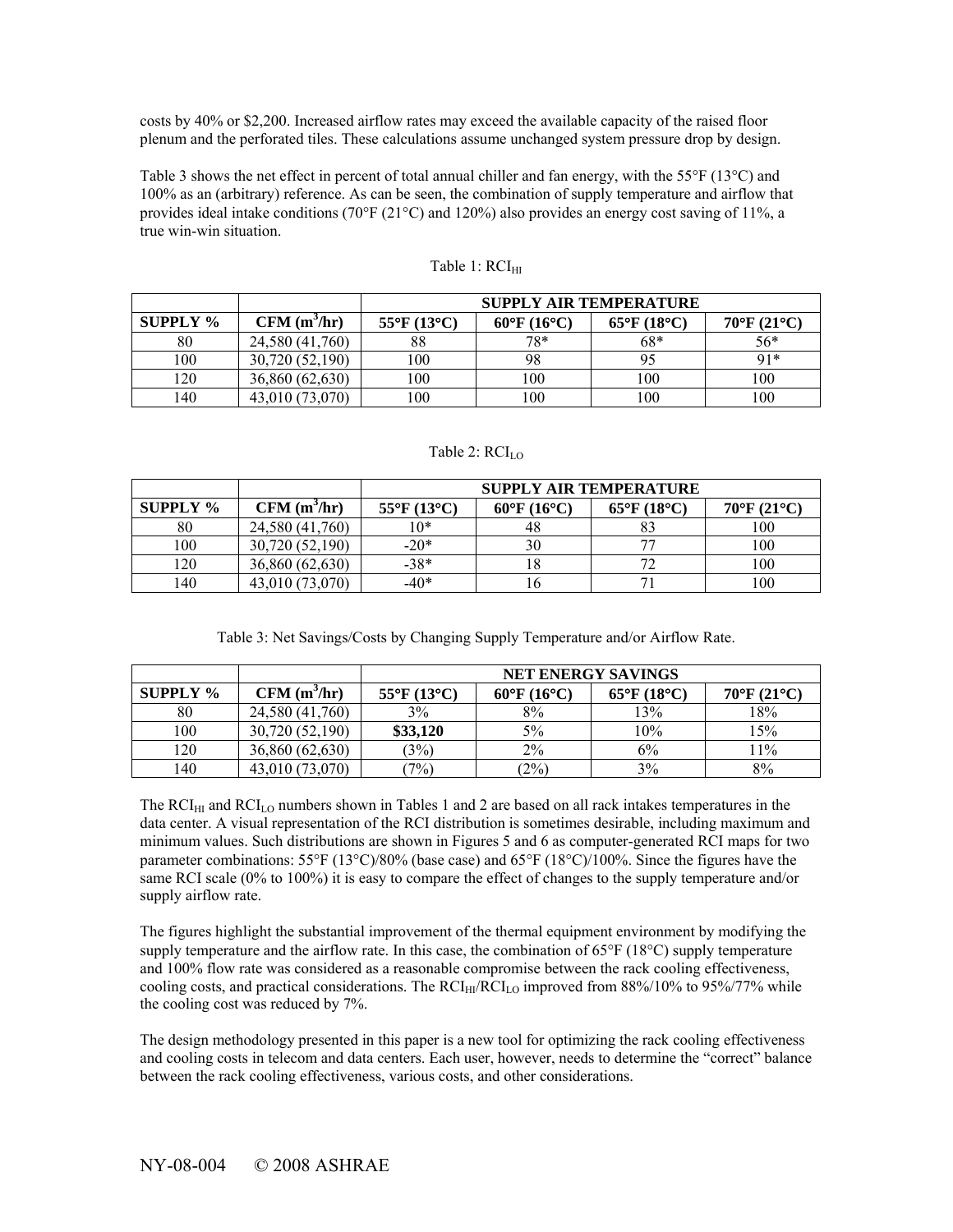costs by 40% or $2,200. Increased airflow rates may exceed the available capacity of the raised floor plenum and the perforated tiles. These calculations assume unchanged system pressure drop by design.

Table 3 shows the net effect in percent of total annual chiller and fan energy, with the 55°F (13°C) and 100% as an (arbitrary) reference. As can be seen, the combination of supply temperature and airflow that provides ideal intake conditions (70°F (21°C) and 120%) also provides an energy cost saving of 11%, a true win-win situation.

Table 1: $RCI_{HI}$

| | | SUPPLY AIR TEMPERATURE | | | |
|---|---|---|---|---|---|
| **SUPPLY %** | **CFM ($m^3$/hr)** | **55°F (13°C)** | **60°F (16°C)** | **65°F (18°C)** | **70°F (21°C)** |
| 80 | 24,580 (41,760) | 88 | 78* | 68* | 56* |
| 100 | 30,720 (52,190) | 100 | 98 | 95 | 91* |
| 120 | 36,860 (62,630) | 100 | 100 | 100 | 100 |
| 140 | 43,010 (73,070) | 100 | 100 | 100 | 100 |

Table 2: $RCI_{LO}$

| | | SUPPLY AIR TEMPERATURE | | | |
|---|---|---|---|---|---|
| **SUPPLY %** | **CFM ($m^3$/hr)** | **55°F (13°C)** | **60°F (16°C)** | **65°F (18°C)** | **70°F (21°C)** |
| 80 | 24,580 (41,760) | 10* | 48 | 83 | 100 |
| 100 | 30,720 (52,190) | -20* | 30 | 77 | 100 |
| 120 | 36,860 (62,630) | -38* | 18 | 72 | 100 |
| 140 | 43,010 (73,070) | -40* | 16 | 71 | 100 |

Table 3: Net Savings/Costs by Changing Supply Temperature and/or Airflow Rate.

| | | NET ENERGY SAVINGS | | | |
|---|---|---|---|---|---|
| **SUPPLY %** | **CFM ($m^3$/hr)** | **55°F (13°C)** | **60°F (16°C)** | **65°F (18°C)** | **70°F (21°C)** |
| 80 | 24,580 (41,760) | 3% | 8% | 13% | 18% |
| 100 | 30,720 (52,190) | **$33,120** | 5% | 10% | 15% |
| 120 | 36,860 (62,630) | (3%) | 2% | 6% | 11% |
| 140 | 43,010 (73,070) | (7%) | (2%) | 3% | 8% |

The $RCI_{HI}$ and $RCI_{LO}$ numbers shown in Tables 1 and 2 are based on all rack intakes temperatures in the data center. A visual representation of the RCI distribution is sometimes desirable, including maximum and minimum values. Such distributions are shown in Figures 5 and 6 as computer-generated RCI maps for two parameter combinations: 55°F (13°C)/80% (base case) and 65°F (18°C)/100%. Since the figures have the same RCI scale (0% to 100%) it is easy to compare the effect of changes to the supply temperature and/or supply airflow rate.

The figures highlight the substantial improvement of the thermal equipment environment by modifying the supply temperature and the airflow rate. In this case, the combination of 65°F (18°C) supply temperature and 100% flow rate was considered as a reasonable compromise between the rack cooling effectiveness, cooling costs, and practical considerations. The $RCI_{HI}$/$RCI_{LO}$ improved from 88%/10% to 95%/77% while the cooling cost was reduced by 7%.

The design methodology presented in this paper is a new tool for optimizing the rack cooling effectiveness and cooling costs in telecom and data centers. Each user, however, needs to determine the "correct" balance between the rack cooling effectiveness, various costs, and other considerations.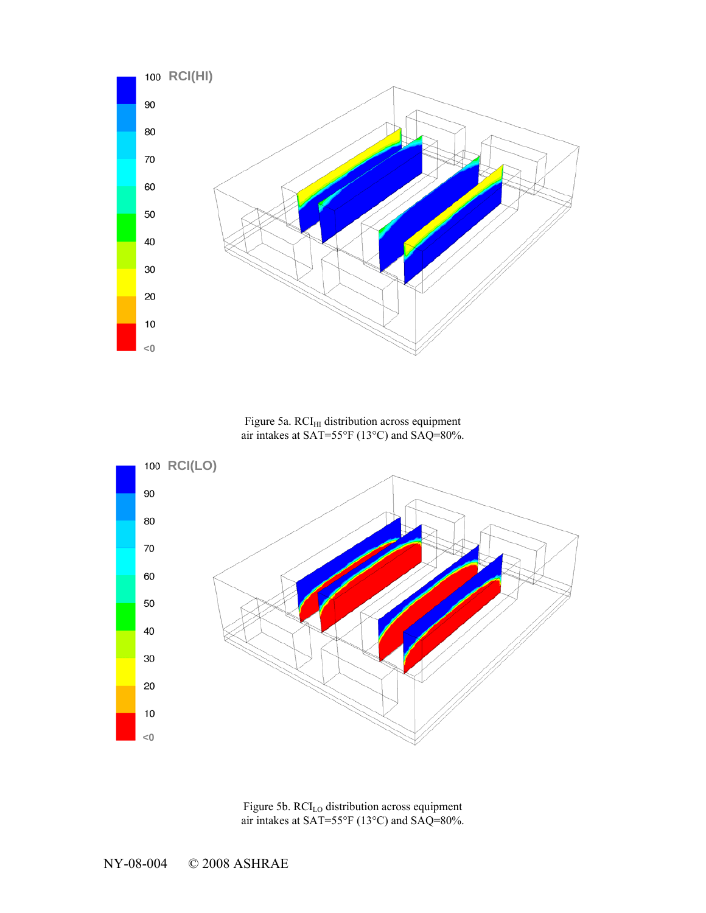Figure 5a. $RCI_{HI}$ distribution across equipment air intakes at SAT=55°F (13°C) and SAQ=80%.

Figure 5b. $RCI_{LO}$ distribution across equipment air intakes at SAT=55°F (13°C) and SAQ=80%.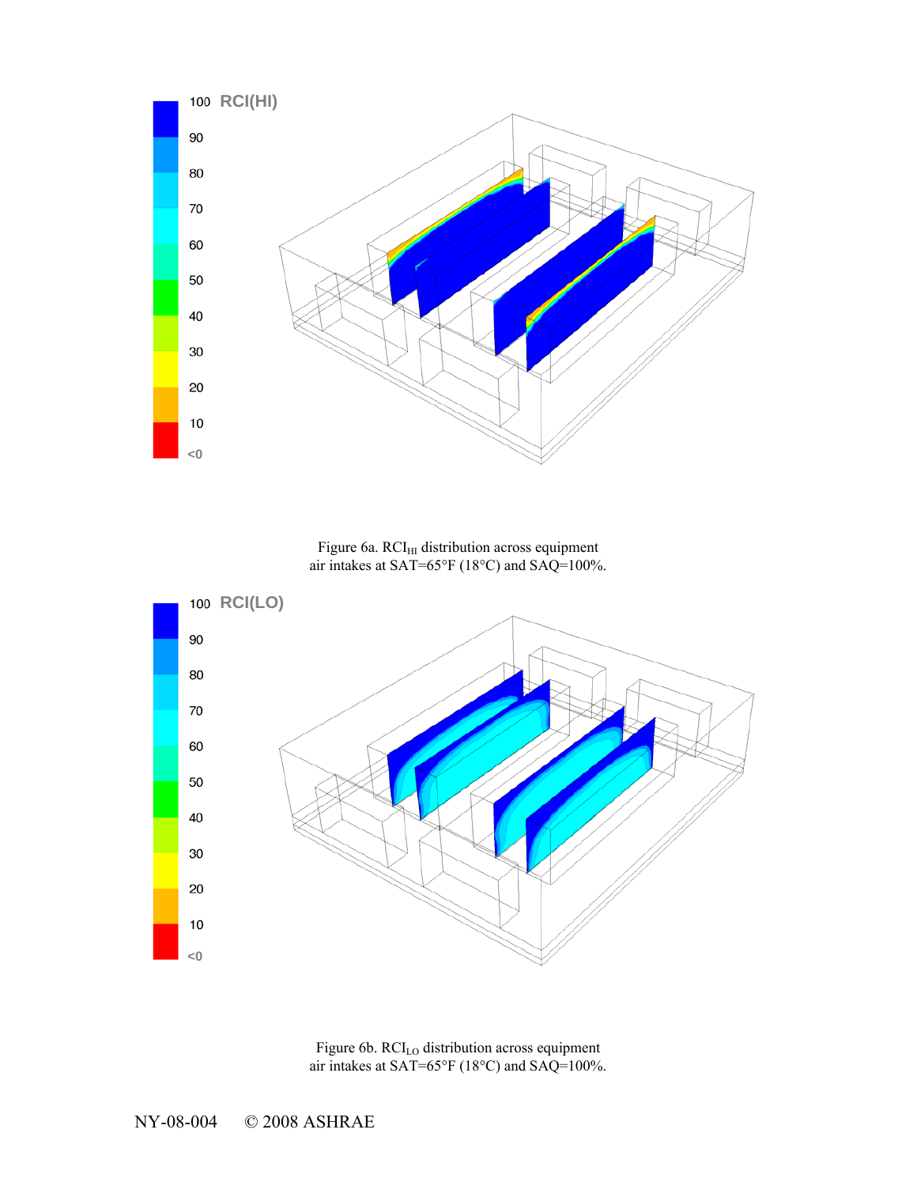Figure 6a. $RCI_{HI}$ distribution across equipment air intakes at SAT=65°F (18°C) and SAQ=100%.

Figure 6b. $RCI_{LO}$ distribution across equipment air intakes at SAT=65°F (18°C) and SAQ=100%.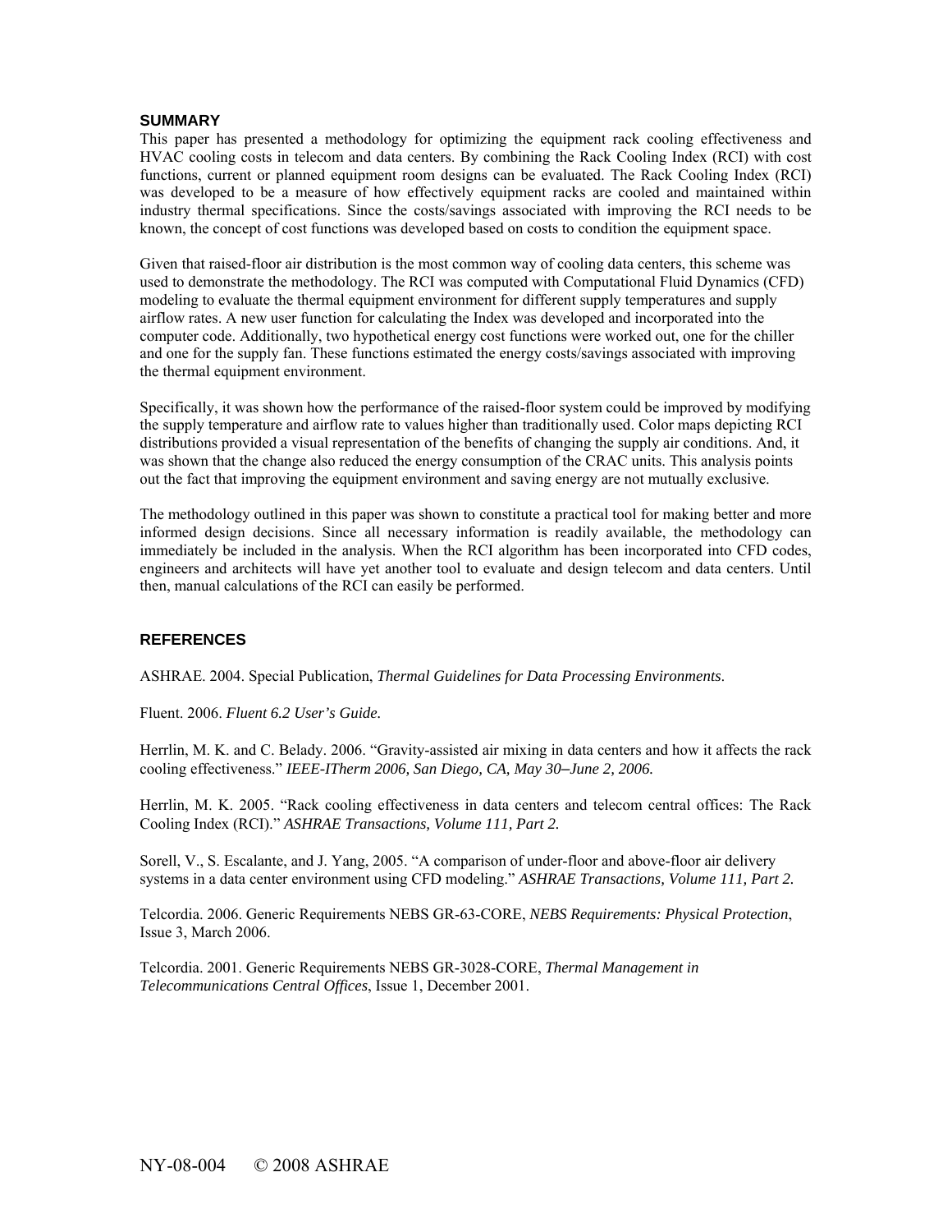## SUMMARY

This paper has presented a methodology for optimizing the equipment rack cooling effectiveness and HVAC cooling costs in telecom and data centers. By combining the Rack Cooling Index (RCI) with cost functions, current or planned equipment room designs can be evaluated. The Rack Cooling Index (RCI) was developed to be a measure of how effectively equipment racks are cooled and maintained within industry thermal specifications. Since the costs/savings associated with improving the RCI needs to be known, the concept of cost functions was developed based on costs to condition the equipment space.

Given that raised-floor air distribution is the most common way of cooling data centers, this scheme was used to demonstrate the methodology. The RCI was computed with Computational Fluid Dynamics (CFD) modeling to evaluate the thermal equipment environment for different supply temperatures and supply airflow rates. A new user function for calculating the Index was developed and incorporated into the computer code. Additionally, two hypothetical energy cost functions were worked out, one for the chiller and one for the supply fan. These functions estimated the energy costs/savings associated with improving the thermal equipment environment.

Specifically, it was shown how the performance of the raised-floor system could be improved by modifying the supply temperature and airflow rate to values higher than traditionally used. Color maps depicting RCI distributions provided a visual representation of the benefits of changing the supply air conditions. And, it was shown that the change also reduced the energy consumption of the CRAC units. This analysis points out the fact that improving the equipment environment and saving energy are not mutually exclusive.

The methodology outlined in this paper was shown to constitute a practical tool for making better and more informed design decisions. Since all necessary information is readily available, the methodology can immediately be included in the analysis. When the RCI algorithm has been incorporated into CFD codes, engineers and architects will have yet another tool to evaluate and design telecom and data centers. Until then, manual calculations of the RCI can easily be performed.

## REFERENCES

ASHRAE. 2004. Special Publication, *Thermal Guidelines for Data Processing Environments*.

Fluent. 2006. *Fluent 6.2 User's Guide.*

Herrlin, M. K. and C. Belady. 2006. "Gravity-assisted air mixing in data centers and how it affects the rack cooling effectiveness." *IEEE-ITherm 2006, San Diego, CA, May 30–June 2, 2006.*

Herrlin, M. K. 2005. "Rack cooling effectiveness in data centers and telecom central offices: The Rack Cooling Index (RCI)." *ASHRAE Transactions, Volume 111, Part 2.*

Sorell, V., S. Escalante, and J. Yang, 2005. "A comparison of under-floor and above-floor air delivery systems in a data center environment using CFD modeling." *ASHRAE Transactions, Volume 111, Part 2.*

Telcordia. 2006. Generic Requirements NEBS GR-63-CORE, *NEBS Requirements: Physical Protection*, Issue 3, March 2006.

Telcordia. 2001. Generic Requirements NEBS GR-3028-CORE, *Thermal Management in Telecommunications Central Offices*, Issue 1, December 2001.